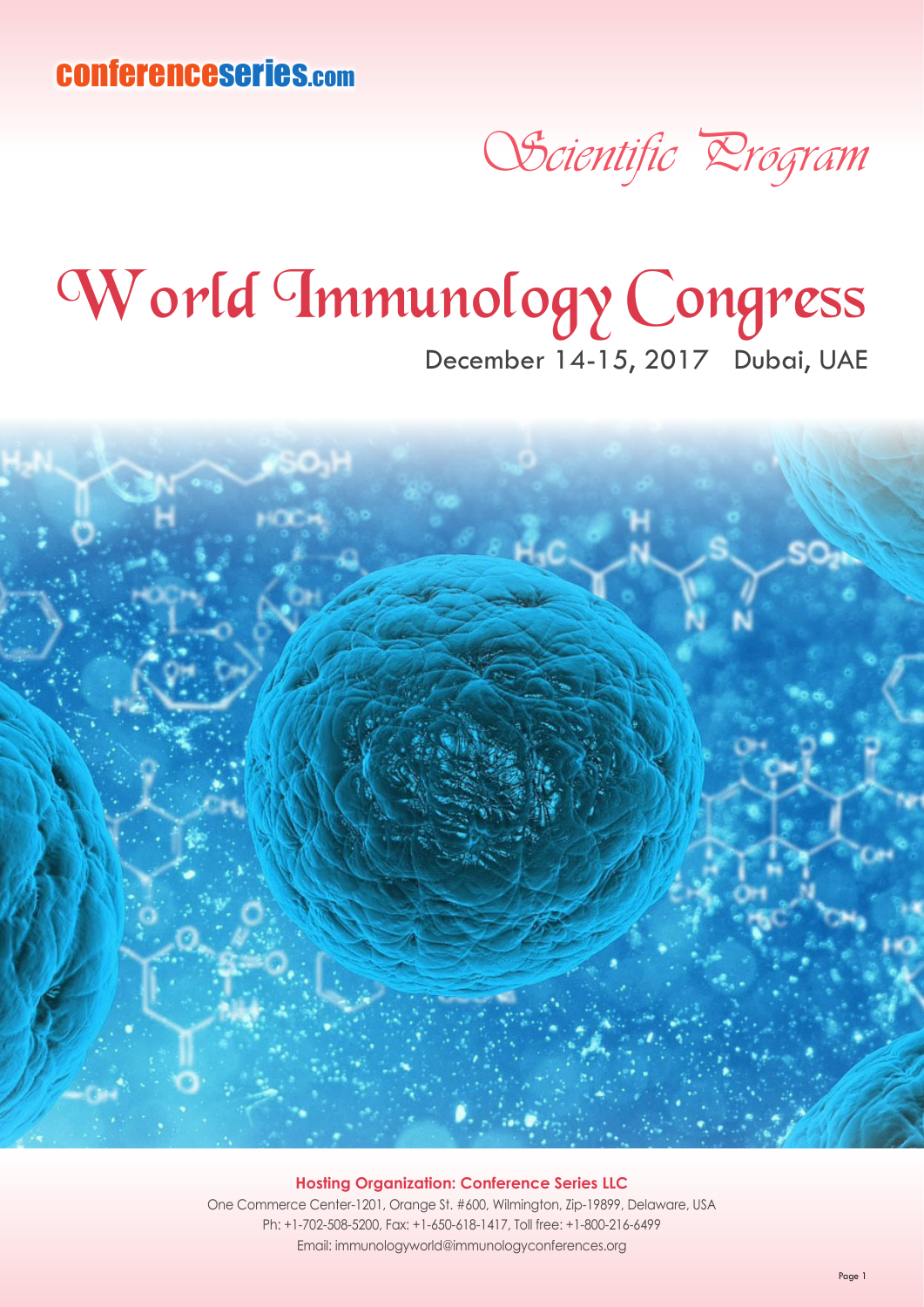conferenceseries.com

*Scientific Program*

# World Immunology Congress

December 14-15, 2017 Dubai, UAE

**Hosting Organization: Conference Series LLC**

One Commerce Center-1201, Orange St. #600, Wilmington, Zip-19899, Delaware, USA

Ph: +1-702-508-5200, Fax: +1-650-618-1417, Toll free: +1-800-216-6499

Email: immunologyworld@immunologyconferences.org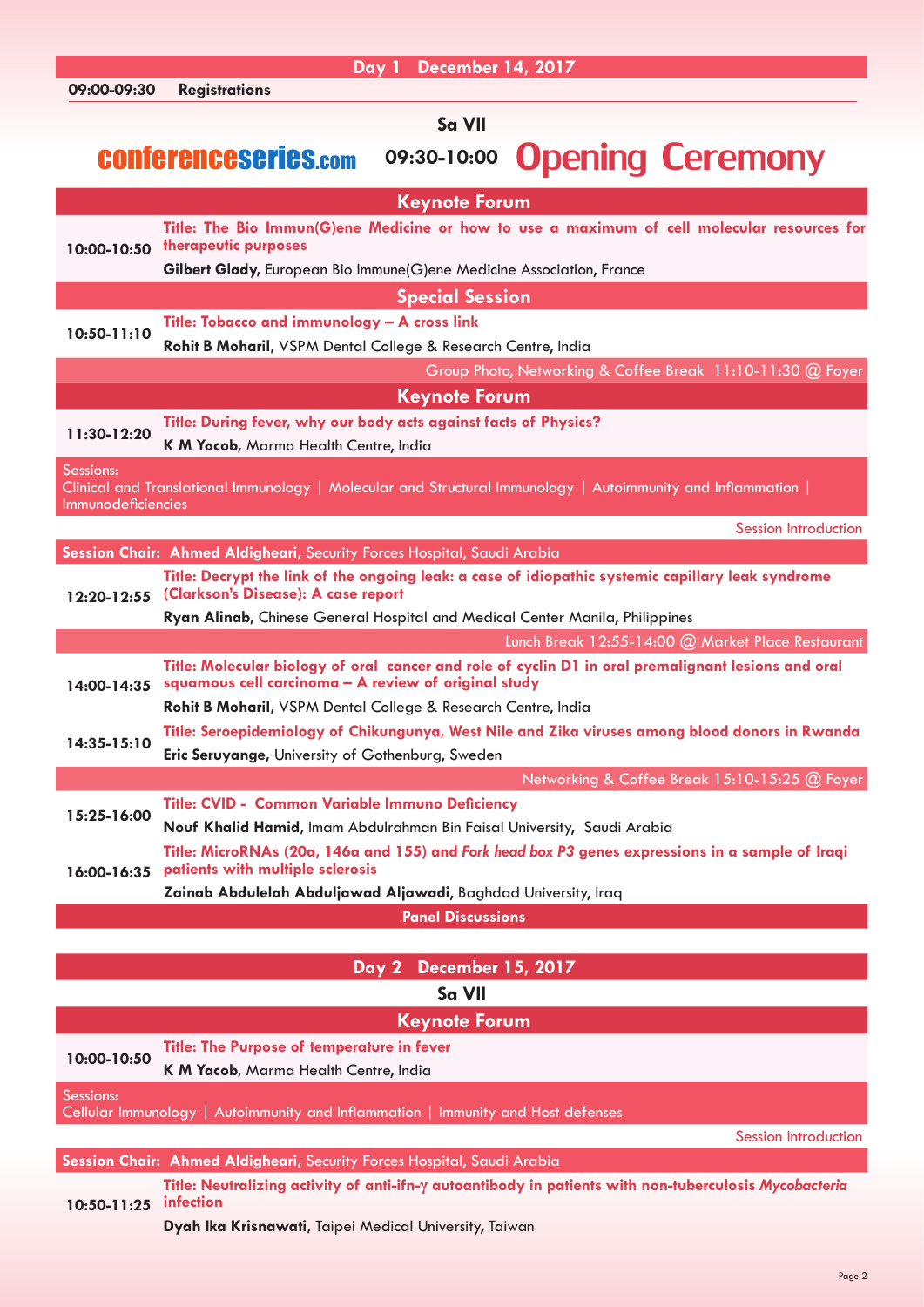## Day 1 December 14, 2017

**09:00-09:30** **Registrations**

### Sa VII

conferenceseries.com **09:30-10:00** **Opening Ceremony**

### Keynote Forum

**10:00-10:50**
**Title: The Bio Immun(G)ene Medicine or how to use a maximum of cell molecular resources for therapeutic purposes**
**Gilbert Glady,** European Bio Immune(G)ene Medicine Association, France

### Special Session

**10:50-11:10**
**Title: Tobacco and immunology – A cross link**
**Rohit B Moharil,** VSPM Dental College & Research Centre, India

Group Photo, Networking & Coffee Break 11:10-11:30 @ Foyer

### Keynote Forum

**11:30-12:20**
**Title: During fever, why our body acts against facts of Physics?**
**K M Yacob,** Marma Health Centre, India

Sessions:
Clinical and Translational Immunology | Molecular and Structural Immunology | Autoimmunity and Inflammation | Immunodeficiencies

Session Introduction

**Session Chair: Ahmed Aldigheari,** Security Forces Hospital, Saudi Arabia

**12:20-12:55**
**Title: Decrypt the link of the ongoing leak: a case of idiopathic systemic capillary leak syndrome (Clarkson's Disease): A case report**
**Ryan Alinab,** Chinese General Hospital and Medical Center Manila, Philippines

Lunch Break 12:55-14:00 @ Market Place Restaurant

**14:00-14:35**
**Title: Molecular biology of oral cancer and role of cyclin D1 in oral premalignant lesions and oral squamous cell carcinoma – A review of original study**
**Rohit B Moharil,** VSPM Dental College & Research Centre, India

**14:35-15:10**
**Title: Seroepidemiology of Chikungunya, West Nile and Zika viruses among blood donors in Rwanda**
**Eric Seruyange,** University of Gothenburg, Sweden

Networking & Coffee Break 15:10-15:25 @ Foyer

**15:25-16:00**
**Title: CVID - Common Variable Immuno Deficiency**
**Nouf Khalid Hamid,** Imam Abdulrahman Bin Faisal University, Saudi Arabia

**16:00-16:35**
**Title: MicroRNAs (20a, 146a and 155) and *Fork head box P3* genes expressions in a sample of Iraqi patients with multiple sclerosis**
**Zainab Abdulelah Abduljawad Aljawadi,** Baghdad University, Iraq

**Panel Discussions**

## Day 2 December 15, 2017

### Sa VII

### Keynote Forum

**10:00-10:50**
**Title: The Purpose of temperature in fever**
**K M Yacob,** Marma Health Centre, India

Sessions:
Cellular Immunology | Autoimmunity and Inflammation | Immunity and Host defenses

Session Introduction

**Session Chair: Ahmed Aldigheari,** Security Forces Hospital, Saudi Arabia

**10:50-11:25**
**Title: Neutralizing activity of anti-ifn-γ autoantibody in patients with non-tuberculosis *Mycobacteria* infection**
**Dyah Ika Krisnawati,** Taipei Medical University, Taiwan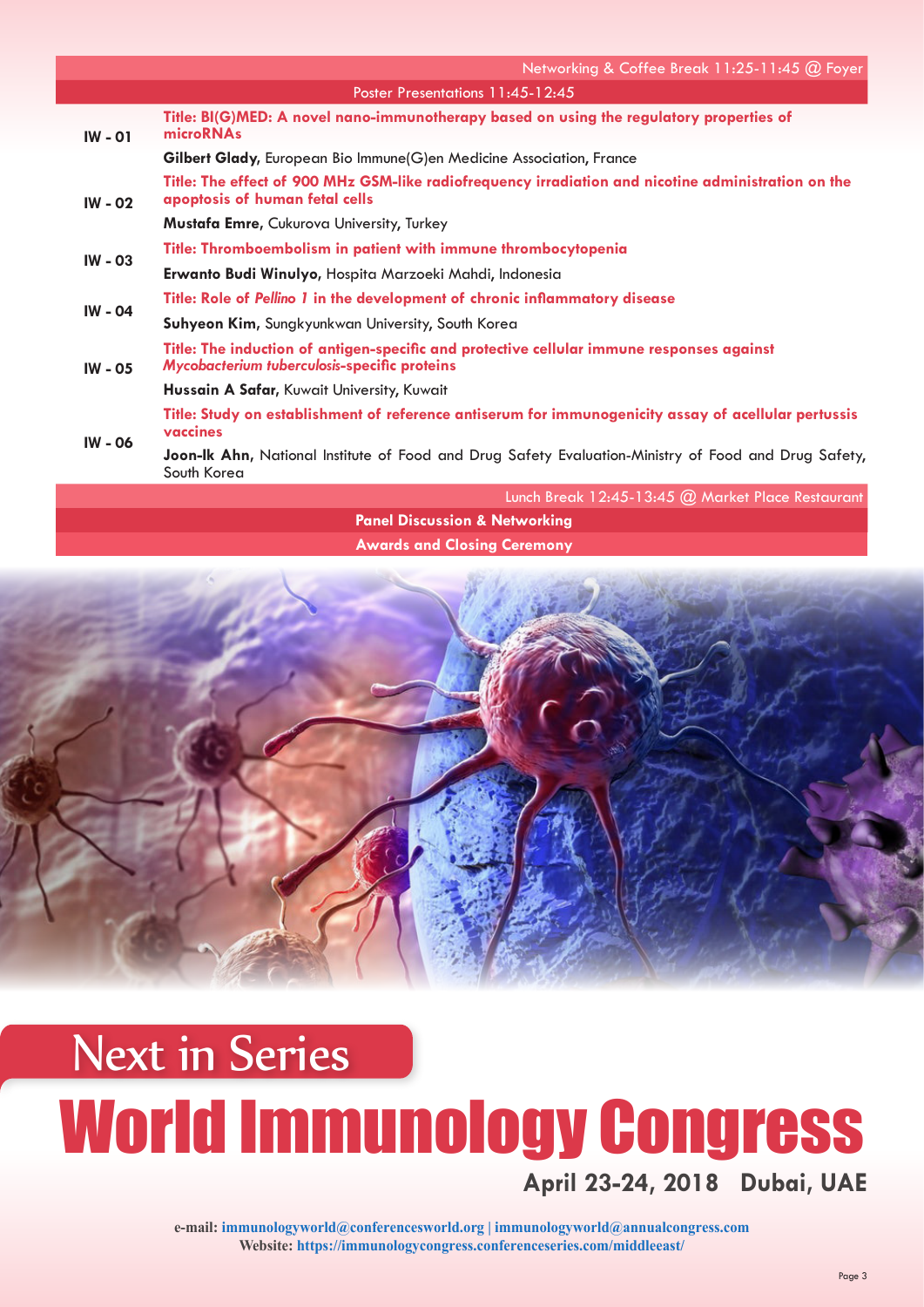Networking & Coffee Break 11:25-11:45 @ Foyer

Poster Presentations 11:45-12:45

| | |
|---|---|
| **IW - 01** | **Title: BI(G)MED: A novel nano-immunotherapy based on using the regulatory properties of microRNAs**<br>**Gilbert Glady**, European Bio Immune(G)en Medicine Association, France |
| **IW - 02** | **Title: The effect of 900 MHz GSM-like radiofrequency irradiation and nicotine administration on the apoptosis of human fetal cells**<br>**Mustafa Emre**, Cukurova University, Turkey |
| **IW - 03** | **Title: Thromboembolism in patient with immune thrombocytopenia**<br>**Erwanto Budi Winulyo**, Hospita Marzoeki Mahdi, Indonesia |
| **IW - 04** | **Title: Role of *Pellino 1* in the development of chronic inflammatory disease**<br>**Suhyeon Kim**, Sungkyunkwan University, South Korea |
| **IW - 05** | **Title: The induction of antigen-specific and protective cellular immune responses against *Mycobacterium tuberculosis*-specific proteins**<br>**Hussain A Safar**, Kuwait University, Kuwait |
| **IW - 06** | **Title: Study on establishment of reference antiserum for immunogenicity assay of acellular pertussis vaccines**<br>**Joon-Ik Ahn**, National Institute of Food and Drug Safety Evaluation-Ministry of Food and Drug Safety, South Korea |

Lunch Break 12:45-13:45 @ Market Place Restaurant

**Panel Discussion & Networking**

**Awards and Closing Ceremony**

## Next in Series

# World Immunology Congress

**April 23-24, 2018 Dubai, UAE**

e-mail: immunologyworld@conferencesworld.org | immunologyworld@annualcongress.com
Website: https://immunologycongress.conferenceseries.com/middleeast/